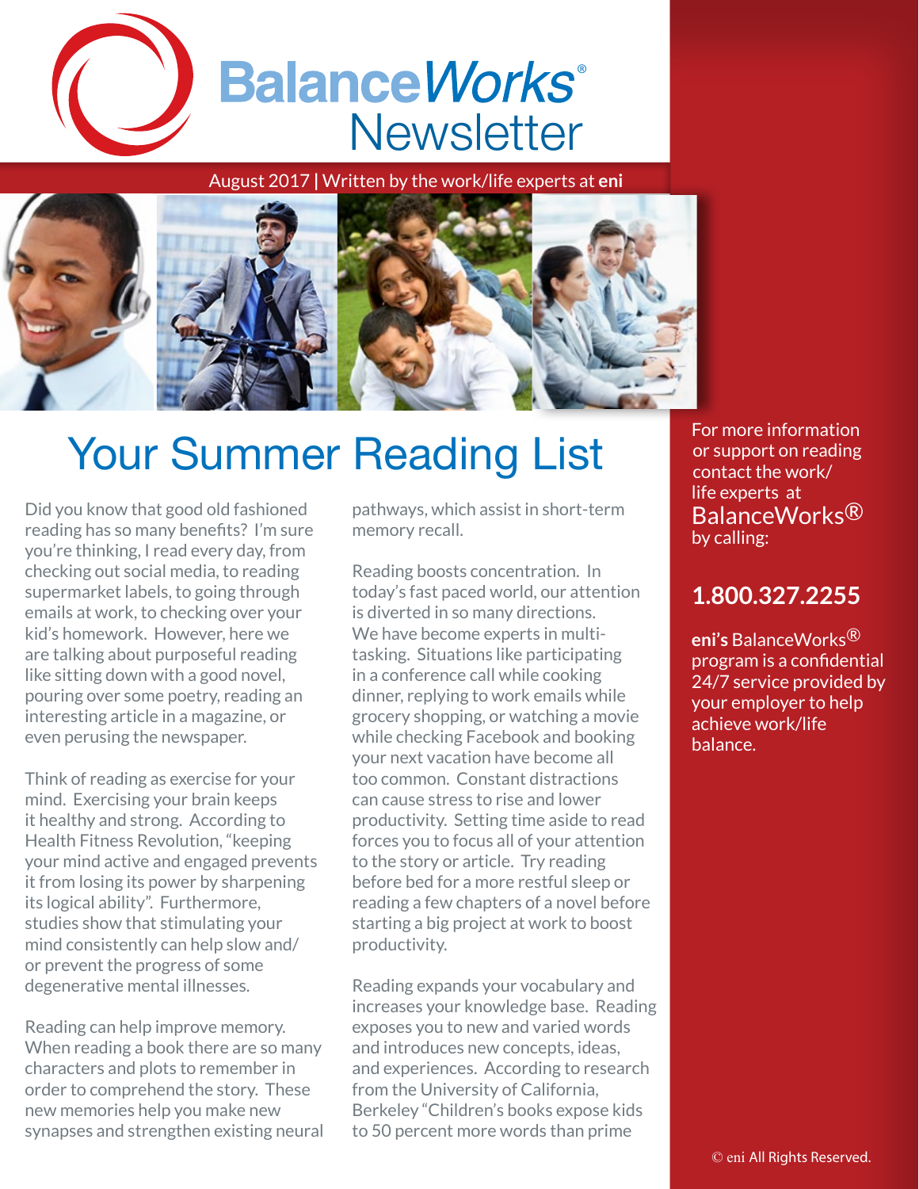# BalanceWorks® Newsletter

August 2017 | Written by the work/life experts at **eni**

## Your Summer Reading List

Did you know that good old fashioned reading has so many benefits? I'm sure you're thinking, I read every day, from checking out social media, to reading supermarket labels, to going through emails at work, to checking over your kid's homework. However, here we are talking about purposeful reading like sitting down with a good novel, pouring over some poetry, reading an interesting article in a magazine, or even perusing the newspaper.

Think of reading as exercise for your mind. Exercising your brain keeps it healthy and strong. According to Health Fitness Revolution, "keeping your mind active and engaged prevents it from losing its power by sharpening its logical ability". Furthermore, studies show that stimulating your mind consistently can help slow and/or prevent the progress of some degenerative mental illnesses.

Reading can help improve memory. When reading a book there are so many characters and plots to remember in order to comprehend the story. These new memories help you make new synapses and strengthen existing neural pathways, which assist in short-term memory recall.

Reading boosts concentration. In today's fast paced world, our attention is diverted in so many directions. We have become experts in multi-tasking. Situations like participating in a conference call while cooking dinner, replying to work emails while grocery shopping, or watching a movie while checking Facebook and booking your next vacation have become all too common. Constant distractions can cause stress to rise and lower productivity. Setting time aside to read forces you to focus all of your attention to the story or article. Try reading before bed for a more restful sleep or reading a few chapters of a novel before starting a big project at work to boost productivity.

Reading expands your vocabulary and increases your knowledge base. Reading exposes you to new and varied words and introduces new concepts, ideas, and experiences. According to research from the University of California, Berkeley "Children's books expose kids to 50 percent more words than prime

For more information or support on reading contact the work/life experts at BalanceWorks® by calling:

**1.800.327.2255**

**eni's** BalanceWorks® program is a confidential 24/7 service provided by your employer to help achieve work/life balance.

© eni All Rights Reserved.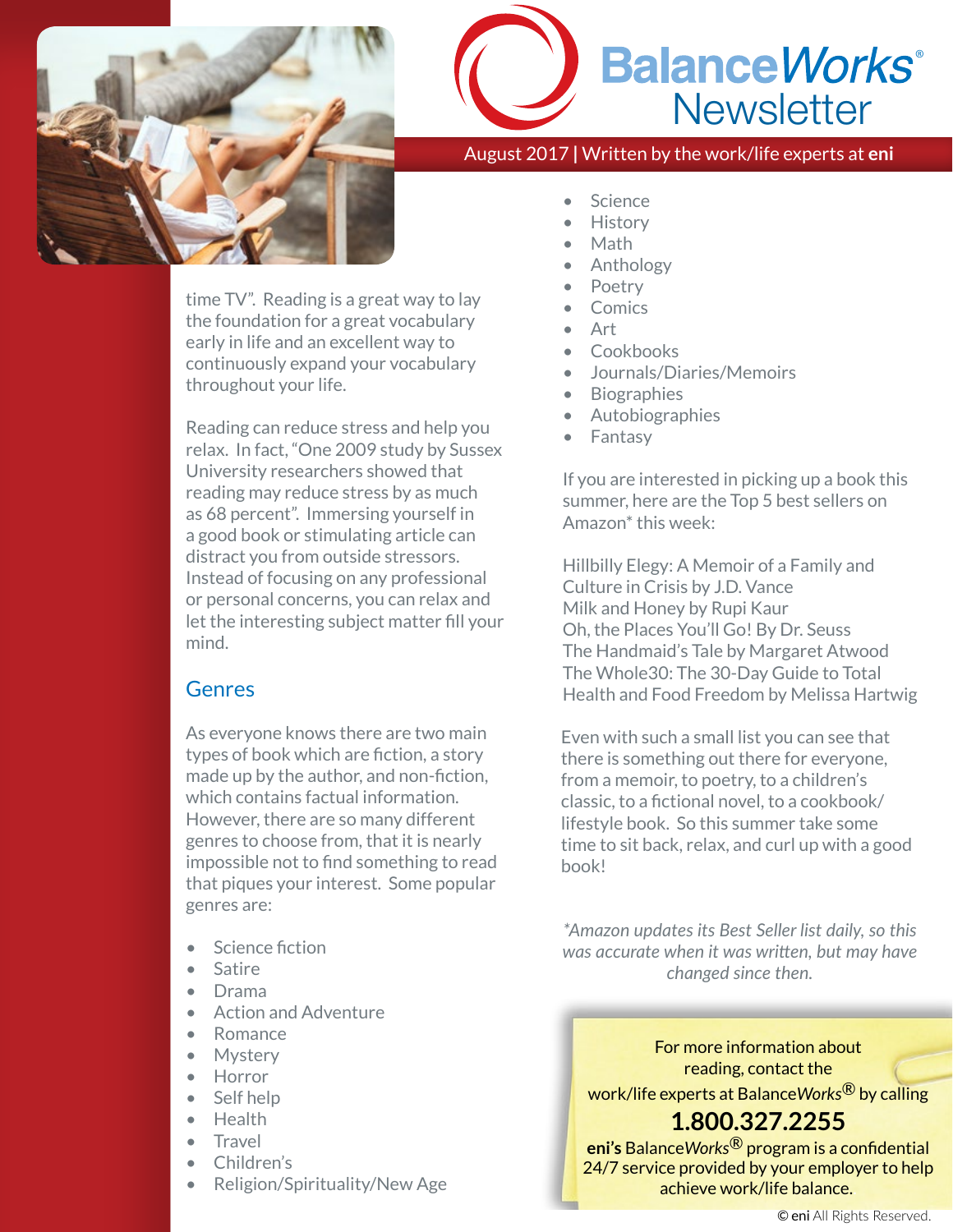# BalanceWorks® Newsletter

August 2017 | Written by the work/life experts at **eni**

time TV". Reading is a great way to lay the foundation for a great vocabulary early in life and an excellent way to continuously expand your vocabulary throughout your life.

Reading can reduce stress and help you relax. In fact, "One 2009 study by Sussex University researchers showed that reading may reduce stress by as much as 68 percent". Immersing yourself in a good book or stimulating article can distract you from outside stressors. Instead of focusing on any professional or personal concerns, you can relax and let the interesting subject matter fill your mind.

## Genres

As everyone knows there are two main types of book which are fiction, a story made up by the author, and non-fiction, which contains factual information. However, there are so many different genres to choose from, that it is nearly impossible not to find something to read that piques your interest. Some popular genres are:

- Science fiction
- Satire
- Drama
- Action and Adventure
- Romance
- Mystery
- Horror
- Self help
- Health
- Travel
- Children's
- Religion/Spirituality/New Age
- Science
- History
- Math
- Anthology
- Poetry
- Comics
- Art
- Cookbooks
- Journals/Diaries/Memoirs
- Biographies
- Autobiographies
- Fantasy

If you are interested in picking up a book this summer, here are the Top 5 best sellers on Amazon* this week:

Hillbilly Elegy: A Memoir of a Family and Culture in Crisis by J.D. Vance
Milk and Honey by Rupi Kaur
Oh, the Places You'll Go! By Dr. Seuss
The Handmaid's Tale by Margaret Atwood
The Whole30: The 30-Day Guide to Total Health and Food Freedom by Melissa Hartwig

Even with such a small list you can see that there is something out there for everyone, from a memoir, to poetry, to a children's classic, to a fictional novel, to a cookbook/lifestyle book. So this summer take some time to sit back, relax, and curl up with a good book!

*\*Amazon updates its Best Seller list daily, so this was accurate when it was written, but may have changed since then.*

For more information about reading, contact the work/life experts at Balance*Works*® by calling

**1.800.327.2255**

**eni's** Balance*Works*® program is a confidential 24/7 service provided by your employer to help achieve work/life balance.

© **eni** All Rights Reserved.